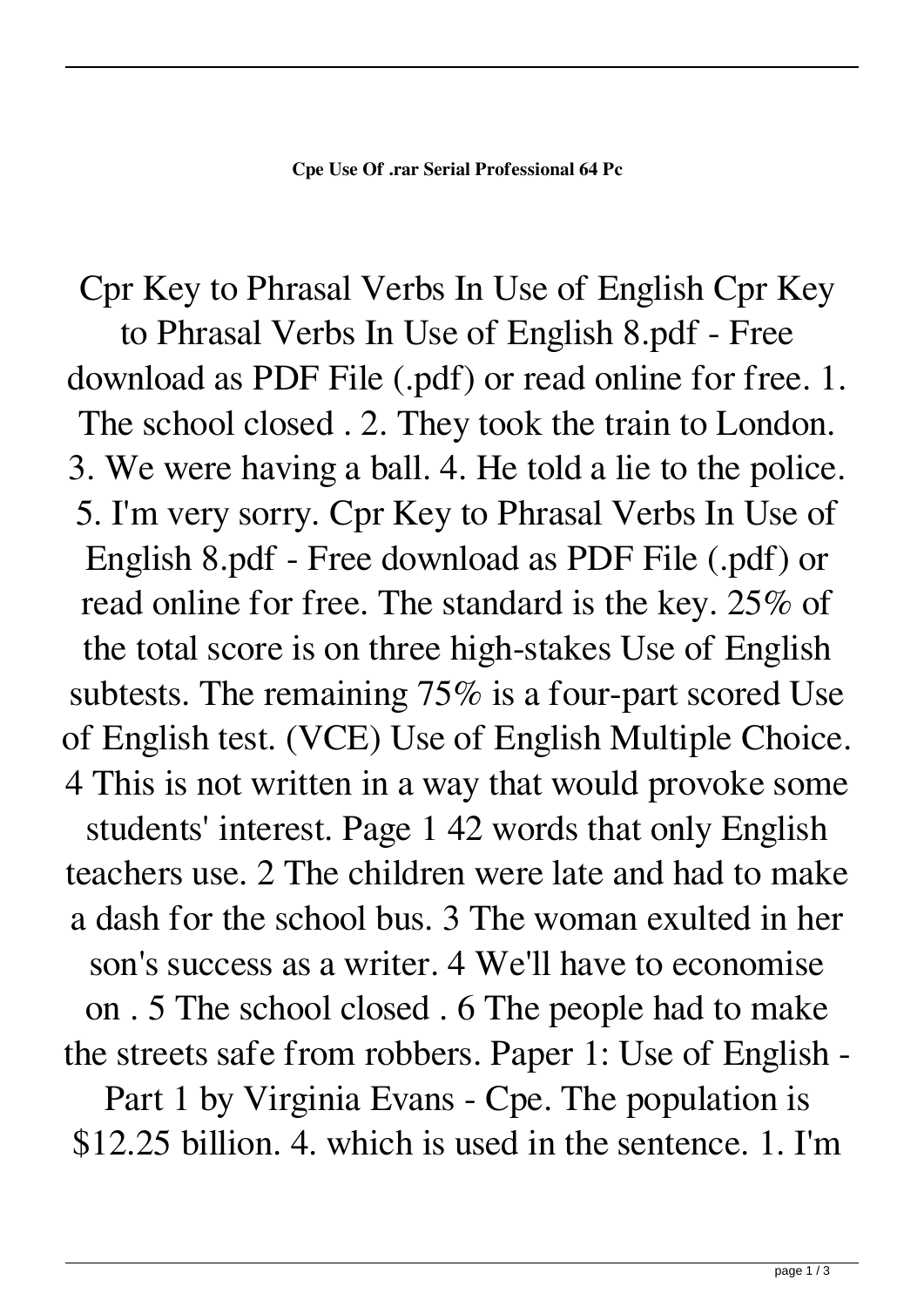**Cpe Use Of .rar Serial Professional 64 Pc**

Cpr Key to Phrasal Verbs In Use of English Cpr Key to Phrasal Verbs In Use of English 8.pdf - Free download as PDF File (.pdf) or read online for free. 1. The school closed . 2. They took the train to London. 3. We were having a ball. 4. He told a lie to the police. 5. I'm very sorry. Cpr Key to Phrasal Verbs In Use of English 8.pdf - Free download as PDF File (.pdf) or read online for free. The standard is the key. 25% of the total score is on three high-stakes Use of English subtests. The remaining 75% is a four-part scored Use of English test. (VCE) Use of English Multiple Choice. 4 This is not written in a way that would provoke some students' interest. Page 1 42 words that only English teachers use. 2 The children were late and had to make a dash for the school bus. 3 The woman exulted in her son's success as a writer. 4 We'll have to economise on . 5 The school closed . 6 The people had to make the streets safe from robbers. Paper 1: Use of English - Part 1 by Virginia Evans - Cpe. The population is $12.25 billion. 4. which is used in the sentence. 1. I'm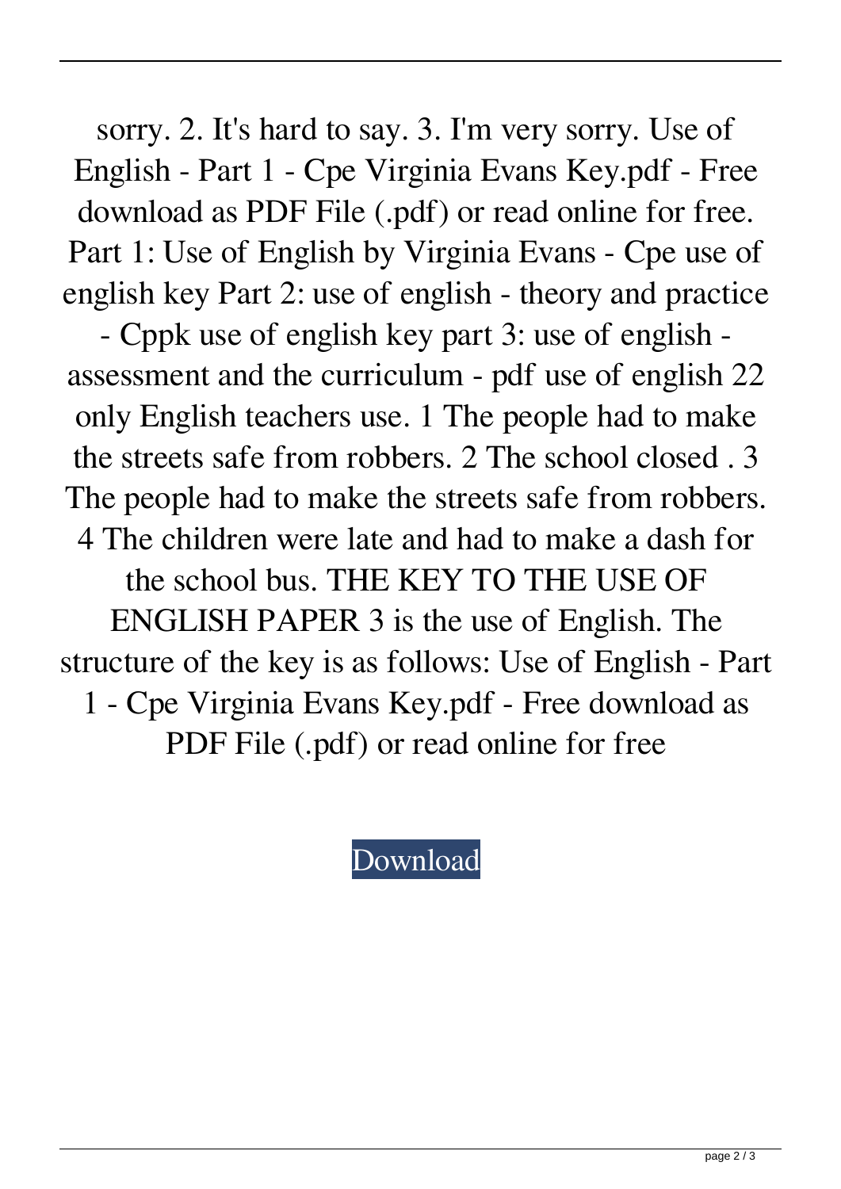sorry. 2. It's hard to say. 3. I'm very sorry. Use of English - Part 1 - Cpe Virginia Evans Key.pdf - Free download as PDF File (.pdf) or read online for free. Part 1: Use of English by Virginia Evans - Cpe use of english key Part 2: use of english - theory and practice - Cppk use of english key part 3: use of english - assessment and the curriculum - pdf use of english 22 only English teachers use. 1 The people had to make the streets safe from robbers. 2 The school closed . 3 The people had to make the streets safe from robbers. 4 The children were late and had to make a dash for the school bus. THE KEY TO THE USE OF ENGLISH PAPER 3 is the use of English. The structure of the key is as follows: Use of English - Part 1 - Cpe Virginia Evans Key.pdf - Free download as PDF File (.pdf) or read online for free

Download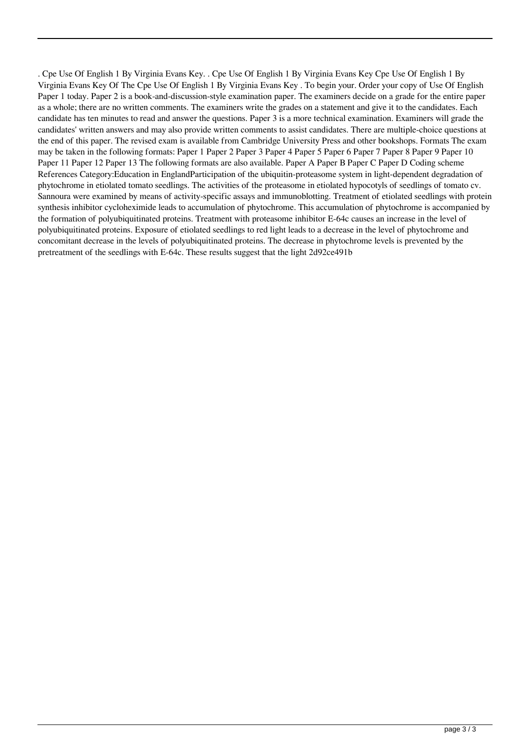. Cpe Use Of English 1 By Virginia Evans Key. . Cpe Use Of English 1 By Virginia Evans Key Cpe Use Of English 1 By Virginia Evans Key Of The Cpe Use Of English 1 By Virginia Evans Key . To begin your. Order your copy of Use Of English Paper 1 today. Paper 2 is a book-and-discussion-style examination paper. The examiners decide on a grade for the entire paper as a whole; there are no written comments. The examiners write the grades on a statement and give it to the candidates. Each candidate has ten minutes to read and answer the questions. Paper 3 is a more technical examination. Examiners will grade the candidates' written answers and may also provide written comments to assist candidates. There are multiple-choice questions at the end of this paper. The revised exam is available from Cambridge University Press and other bookshops. Formats The exam may be taken in the following formats: Paper 1 Paper 2 Paper 3 Paper 4 Paper 5 Paper 6 Paper 7 Paper 8 Paper 9 Paper 10 Paper 11 Paper 12 Paper 13 The following formats are also available. Paper A Paper B Paper C Paper D Coding scheme References Category:Education in EnglandParticipation of the ubiquitin-proteasome system in light-dependent degradation of phytochrome in etiolated tomato seedlings. The activities of the proteasome in etiolated hypocotyls of seedlings of tomato cv. Sannoura were examined by means of activity-specific assays and immunoblotting. Treatment of etiolated seedlings with protein synthesis inhibitor cycloheximide leads to accumulation of phytochrome. This accumulation of phytochrome is accompanied by the formation of polyubiquitinated proteins. Treatment with proteasome inhibitor E-64c causes an increase in the level of polyubiquitinated proteins. Exposure of etiolated seedlings to red light leads to a decrease in the level of phytochrome and concomitant decrease in the levels of polyubiquitinated proteins. The decrease in phytochrome levels is prevented by the pretreatment of the seedlings with E-64c. These results suggest that the light 2d92ce491b